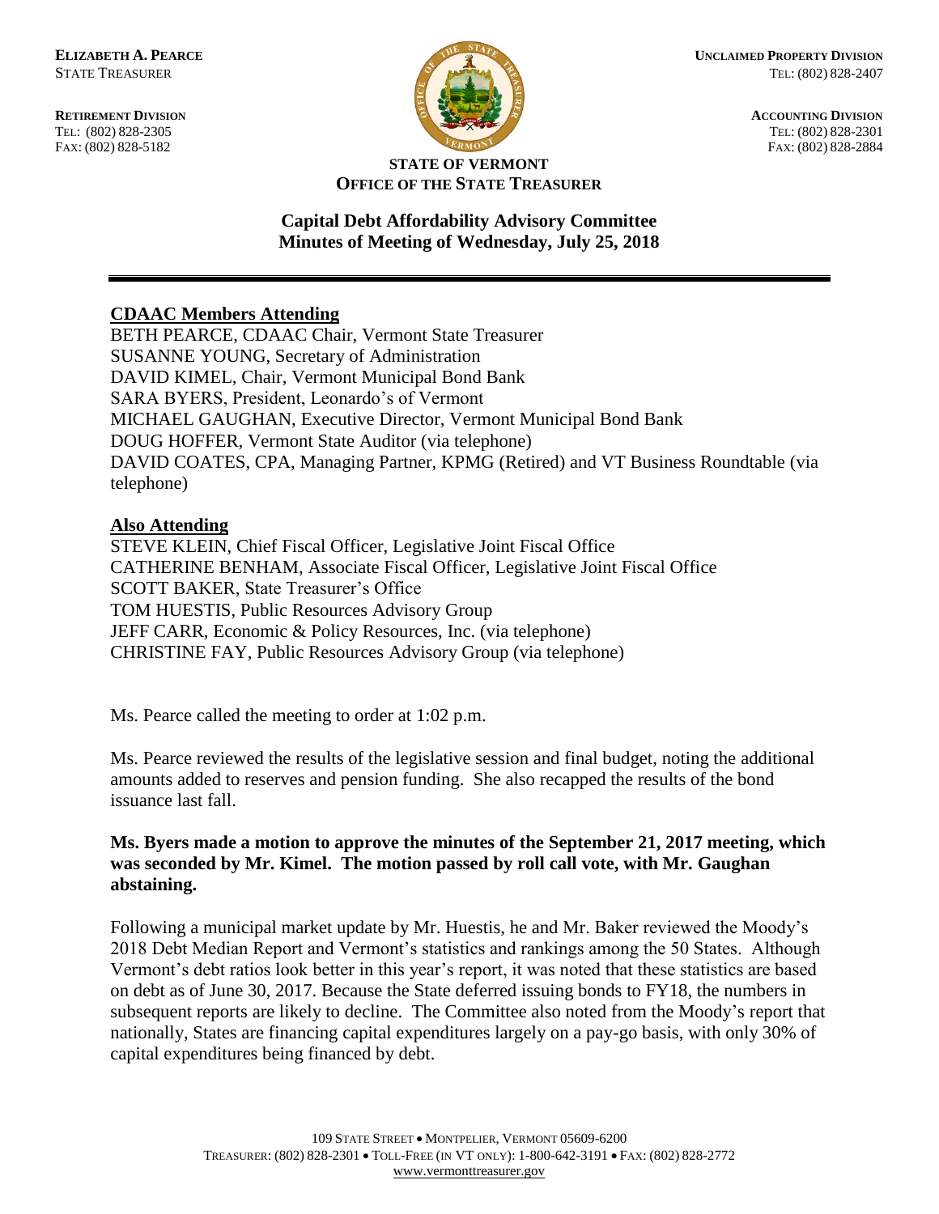**ELIZABETH A. PEARCE**
STATE TREASURER

**RETIREMENT DIVISION**
TEL: (802) 828-2305
FAX: (802) 828-5182

**UNCLAIMED PROPERTY DIVISION**
TEL: (802) 828-2407

**ACCOUNTING DIVISION**
TEL: (802) 828-2301
FAX: (802) 828-2884

**STATE OF VERMONT**
**OFFICE OF THE STATE TREASURER**

## Capital Debt Affordability Advisory Committee
## Minutes of Meeting of Wednesday, July 25, 2018

---

**CDAAC Members Attending**

BETH PEARCE, CDAAC Chair, Vermont State Treasurer
SUSANNE YOUNG, Secretary of Administration
DAVID KIMEL, Chair, Vermont Municipal Bond Bank
SARA BYERS, President, Leonardo's of Vermont
MICHAEL GAUGHAN, Executive Director, Vermont Municipal Bond Bank
DOUG HOFFER, Vermont State Auditor (via telephone)
DAVID COATES, CPA, Managing Partner, KPMG (Retired) and VT Business Roundtable (via telephone)

**Also Attending**

STEVE KLEIN, Chief Fiscal Officer, Legislative Joint Fiscal Office
CATHERINE BENHAM, Associate Fiscal Officer, Legislative Joint Fiscal Office
SCOTT BAKER, State Treasurer's Office
TOM HUESTIS, Public Resources Advisory Group
JEFF CARR, Economic & Policy Resources, Inc. (via telephone)
CHRISTINE FAY, Public Resources Advisory Group (via telephone)

Ms. Pearce called the meeting to order at 1:02 p.m.

Ms. Pearce reviewed the results of the legislative session and final budget, noting the additional amounts added to reserves and pension funding. She also recapped the results of the bond issuance last fall.

**Ms. Byers made a motion to approve the minutes of the September 21, 2017 meeting, which was seconded by Mr. Kimel. The motion passed by roll call vote, with Mr. Gaughan abstaining.**

Following a municipal market update by Mr. Huestis, he and Mr. Baker reviewed the Moody's 2018 Debt Median Report and Vermont's statistics and rankings among the 50 States. Although Vermont's debt ratios look better in this year's report, it was noted that these statistics are based on debt as of June 30, 2017. Because the State deferred issuing bonds to FY18, the numbers in subsequent reports are likely to decline. The Committee also noted from the Moody's report that nationally, States are financing capital expenditures largely on a pay-go basis, with only 30% of capital expenditures being financed by debt.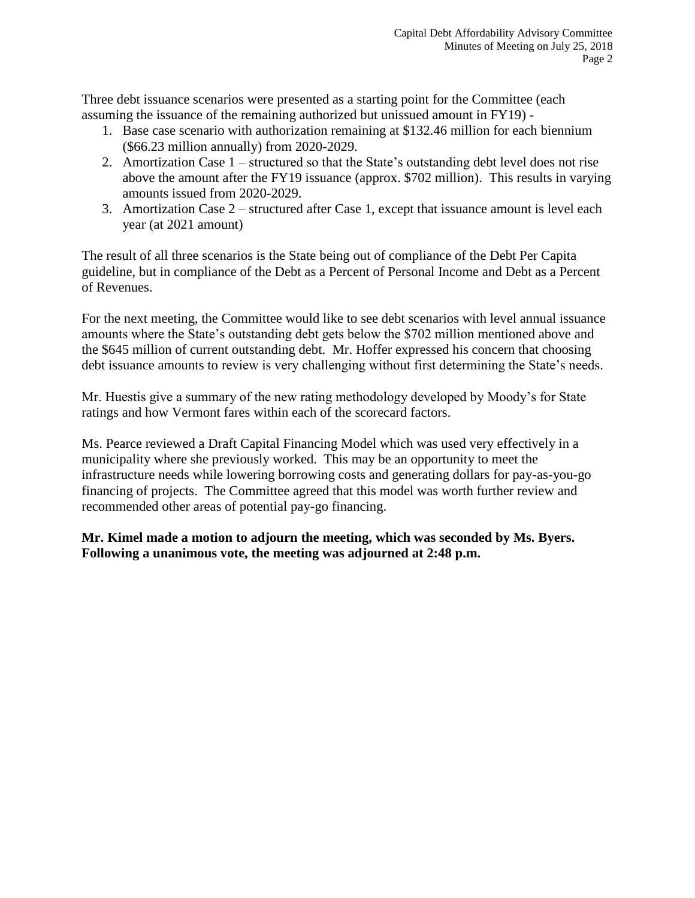Three debt issuance scenarios were presented as a starting point for the Committee (each assuming the issuance of the remaining authorized but unissued amount in FY19) -

1. Base case scenario with authorization remaining at $132.46 million for each biennium ($66.23 million annually) from 2020-2029.
2. Amortization Case 1 – structured so that the State's outstanding debt level does not rise above the amount after the FY19 issuance (approx. $702 million). This results in varying amounts issued from 2020-2029.
3. Amortization Case 2 – structured after Case 1, except that issuance amount is level each year (at 2021 amount)

The result of all three scenarios is the State being out of compliance of the Debt Per Capita guideline, but in compliance of the Debt as a Percent of Personal Income and Debt as a Percent of Revenues.

For the next meeting, the Committee would like to see debt scenarios with level annual issuance amounts where the State's outstanding debt gets below the $702 million mentioned above and the $645 million of current outstanding debt. Mr. Hoffer expressed his concern that choosing debt issuance amounts to review is very challenging without first determining the State's needs.

Mr. Huestis give a summary of the new rating methodology developed by Moody's for State ratings and how Vermont fares within each of the scorecard factors.

Ms. Pearce reviewed a Draft Capital Financing Model which was used very effectively in a municipality where she previously worked. This may be an opportunity to meet the infrastructure needs while lowering borrowing costs and generating dollars for pay-as-you-go financing of projects. The Committee agreed that this model was worth further review and recommended other areas of potential pay-go financing.

**Mr. Kimel made a motion to adjourn the meeting, which was seconded by Ms. Byers. Following a unanimous vote, the meeting was adjourned at 2:48 p.m.**